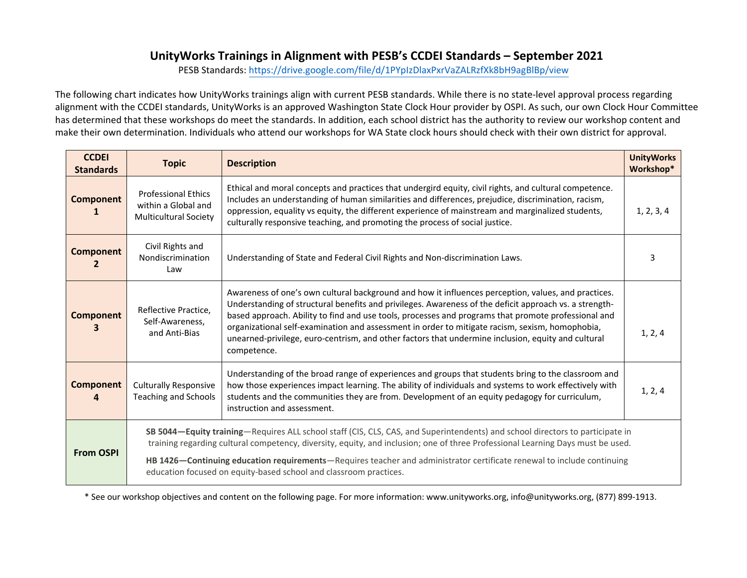# UnityWorks Trainings in Alignment with PESB's CCDEI Standards – September 2021

PESB Standards: https://drive.google.com/file/d/1PYpIzDlaxPxrVaZALRzfXk8bH9agBlBp/view

The following chart indicates how UnityWorks trainings align with current PESB standards. While there is no state-level approval process regarding alignment with the CCDEI standards, UnityWorks is an approved Washington State Clock Hour provider by OSPI. As such, our own Clock Hour Committee has determined that these workshops do meet the standards. In addition, each school district has the authority to review our workshop content and make their own determination. Individuals who attend our workshops for WA State clock hours should check with their own district for approval.

| CCDEI Standards | Topic | Description | UnityWorks Workshop* |
|---|---|---|---|
| **Component 1** | Professional Ethics within a Global and Multicultural Society | Ethical and moral concepts and practices that undergird equity, civil rights, and cultural competence. Includes an understanding of human similarities and differences, prejudice, discrimination, racism, oppression, equality vs equity, the different experience of mainstream and marginalized students, culturally responsive teaching, and promoting the process of social justice. | 1, 2, 3, 4 |
| **Component 2** | Civil Rights and Nondiscrimination Law | Understanding of State and Federal Civil Rights and Non-discrimination Laws. | 3 |
| **Component 3** | Reflective Practice, Self-Awareness, and Anti-Bias | Awareness of one's own cultural background and how it influences perception, values, and practices. Understanding of structural benefits and privileges. Awareness of the deficit approach vs. a strength-based approach. Ability to find and use tools, processes and programs that promote professional and organizational self-examination and assessment in order to mitigate racism, sexism, homophobia, unearned-privilege, euro-centrism, and other factors that undermine inclusion, equity and cultural competence. | 1, 2, 4 |
| **Component 4** | Culturally Responsive Teaching and Schools | Understanding of the broad range of experiences and groups that students bring to the classroom and how those experiences impact learning. The ability of individuals and systems to work effectively with students and the communities they are from. Development of an equity pedagogy for curriculum, instruction and assessment. | 1, 2, 4 |
| **From OSPI** | **SB 5044—Equity training**—Requires ALL school staff (CIS, CLS, CAS, and Superintendents) and school directors to participate in training regarding cultural competency, diversity, equity, and inclusion; one of three Professional Learning Days must be used. **HB 1426—Continuing education requirements**—Requires teacher and administrator certificate renewal to include continuing education focused on equity-based school and classroom practices. | | |

\* See our workshop objectives and content on the following page. For more information: www.unityworks.org, info@unityworks.org, (877) 899-1913.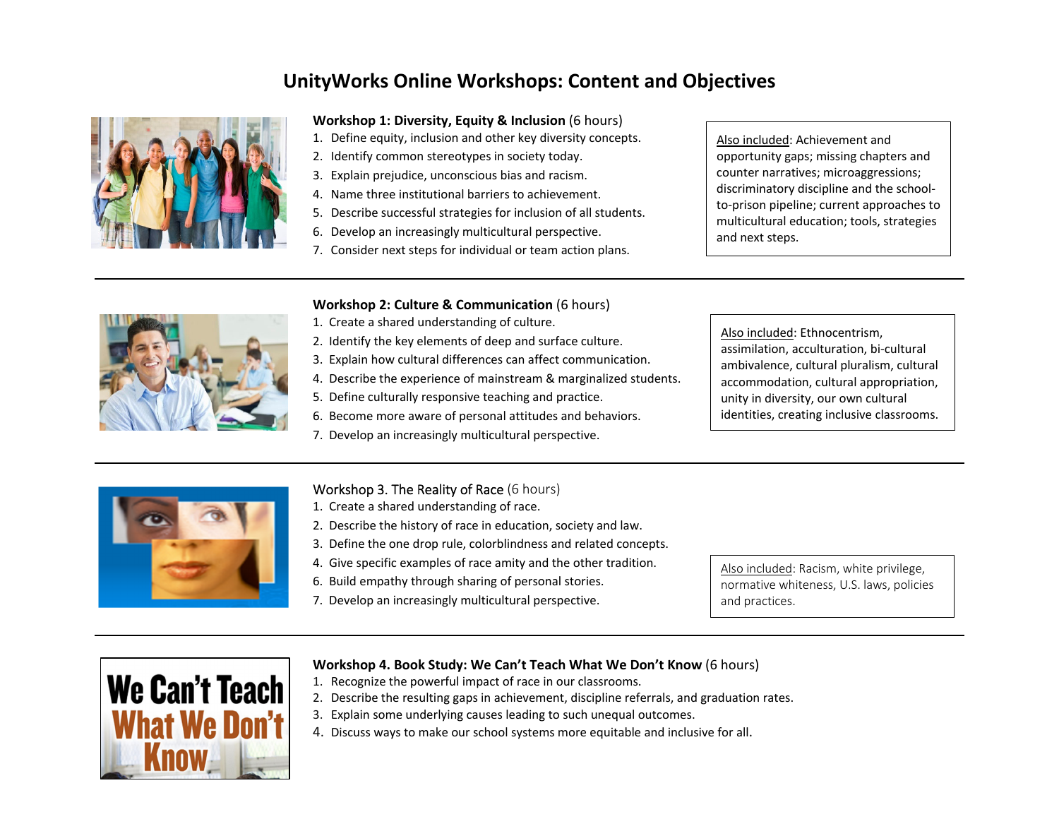# UnityWorks Online Workshops: Content and Objectives

## Workshop 1: Diversity, Equity & Inclusion (6 hours)

1. Define equity, inclusion and other key diversity concepts.
2. Identify common stereotypes in society today.
3. Explain prejudice, unconscious bias and racism.
4. Name three institutional barriers to achievement.
5. Describe successful strategies for inclusion of all students.
6. Develop an increasingly multicultural perspective.
7. Consider next steps for individual or team action plans.

Also included: Achievement and opportunity gaps; missing chapters and counter narratives; microaggressions; discriminatory discipline and the school-to-prison pipeline; current approaches to multicultural education; tools, strategies and next steps.

---

## Workshop 2: Culture & Communication (6 hours)

1. Create a shared understanding of culture.
2. Identify the key elements of deep and surface culture.
3. Explain how cultural differences can affect communication.
4. Describe the experience of mainstream & marginalized students.
5. Define culturally responsive teaching and practice.
6. Become more aware of personal attitudes and behaviors.
7. Develop an increasingly multicultural perspective.

Also included: Ethnocentrism, assimilation, acculturation, bi-cultural ambivalence, cultural pluralism, cultural accommodation, cultural appropriation, unity in diversity, our own cultural identities, creating inclusive classrooms.

---

## Workshop 3. The Reality of Race (6 hours)

1. Create a shared understanding of race.
2. Describe the history of race in education, society and law.
3. Define the one drop rule, colorblindness and related concepts.
4. Give specific examples of race amity and the other tradition.
6. Build empathy through sharing of personal stories.
7. Develop an increasingly multicultural perspective.

Also included: Racism, white privilege, normative whiteness, U.S. laws, policies and practices.

---

## Workshop 4. Book Study: We Can't Teach What We Don't Know (6 hours)

1. Recognize the powerful impact of race in our classrooms.
2. Describe the resulting gaps in achievement, discipline referrals, and graduation rates.
3. Explain some underlying causes leading to such unequal outcomes.
4. Discuss ways to make our school systems more equitable and inclusive for all.